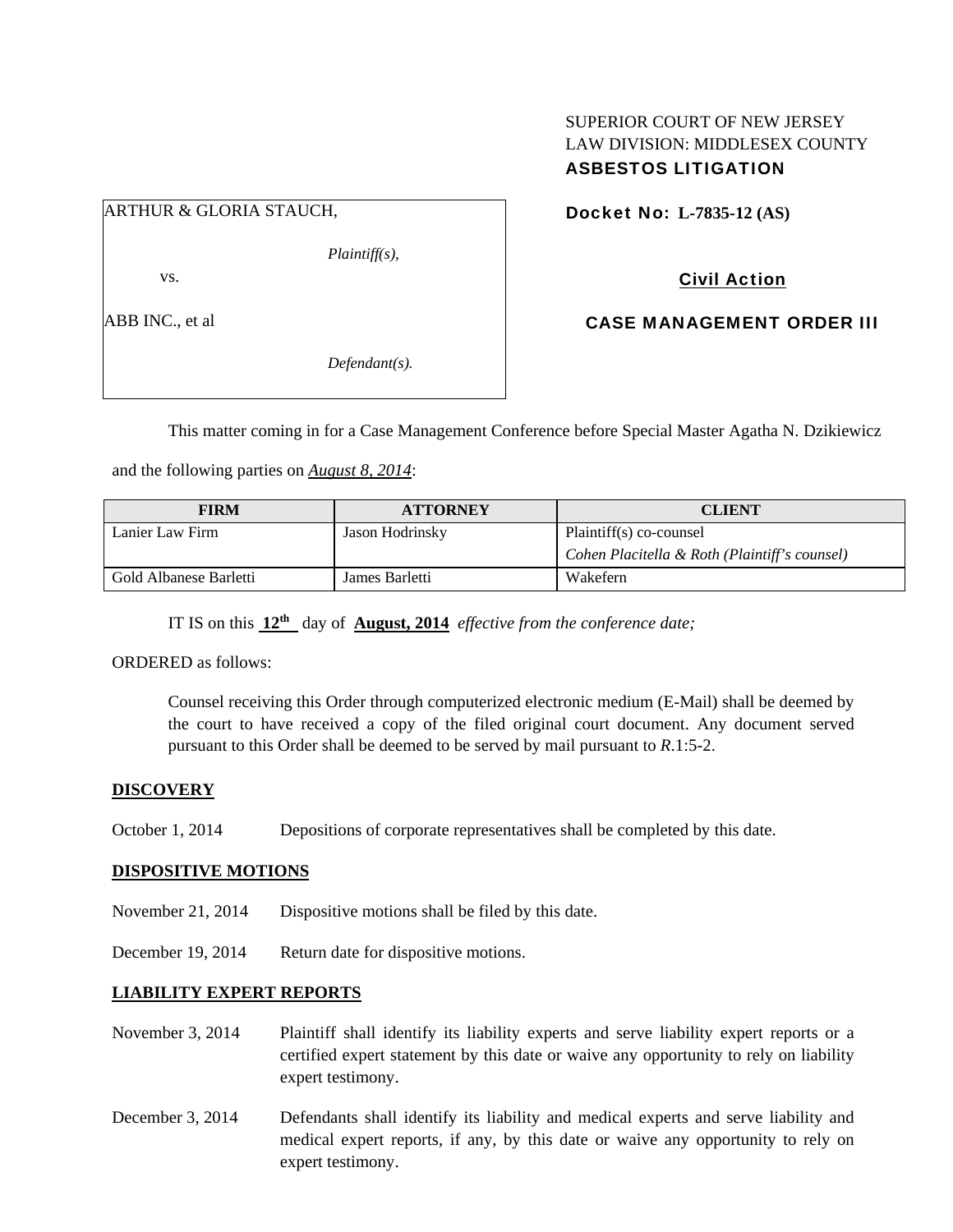SUPERIOR COURT OF NEW JERSEY
LAW DIVISION: MIDDLESEX COUNTY
**ASBESTOS LITIGATION**

ARTHUR & GLORIA STAUCH,

*Plaintiff(s),*

vs.

ABB INC., et al

*Defendant(s).*

**Docket No: L-7835-12 (AS)**

**Civil Action**

**CASE MANAGEMENT ORDER III**

This matter coming in for a Case Management Conference before Special Master Agatha N. Dzikiewicz and the following parties on *August 8, 2014*:

| FIRM | ATTORNEY | CLIENT |
|---|---|---|
| Lanier Law Firm | Jason Hodrinsky | Plaintiff(s) co-counsel *Cohen Placitella & Roth (Plaintiff's counsel)* |
| Gold Albanese Barletti | James Barletti | Wakefern |

IT IS on this **12th** day of **August, 2014** *effective from the conference date;*

ORDERED as follows:

Counsel receiving this Order through computerized electronic medium (E-Mail) shall be deemed by the court to have received a copy of the filed original court document. Any document served pursuant to this Order shall be deemed to be served by mail pursuant to *R*.1:5-2.

**DISCOVERY**

October 1, 2014 Depositions of corporate representatives shall be completed by this date.

**DISPOSITIVE MOTIONS**

November 21, 2014 Dispositive motions shall be filed by this date.

December 19, 2014 Return date for dispositive motions.

**LIABILITY EXPERT REPORTS**

November 3, 2014 Plaintiff shall identify its liability experts and serve liability expert reports or a certified expert statement by this date or waive any opportunity to rely on liability expert testimony.

December 3, 2014 Defendants shall identify its liability and medical experts and serve liability and medical expert reports, if any, by this date or waive any opportunity to rely on expert testimony.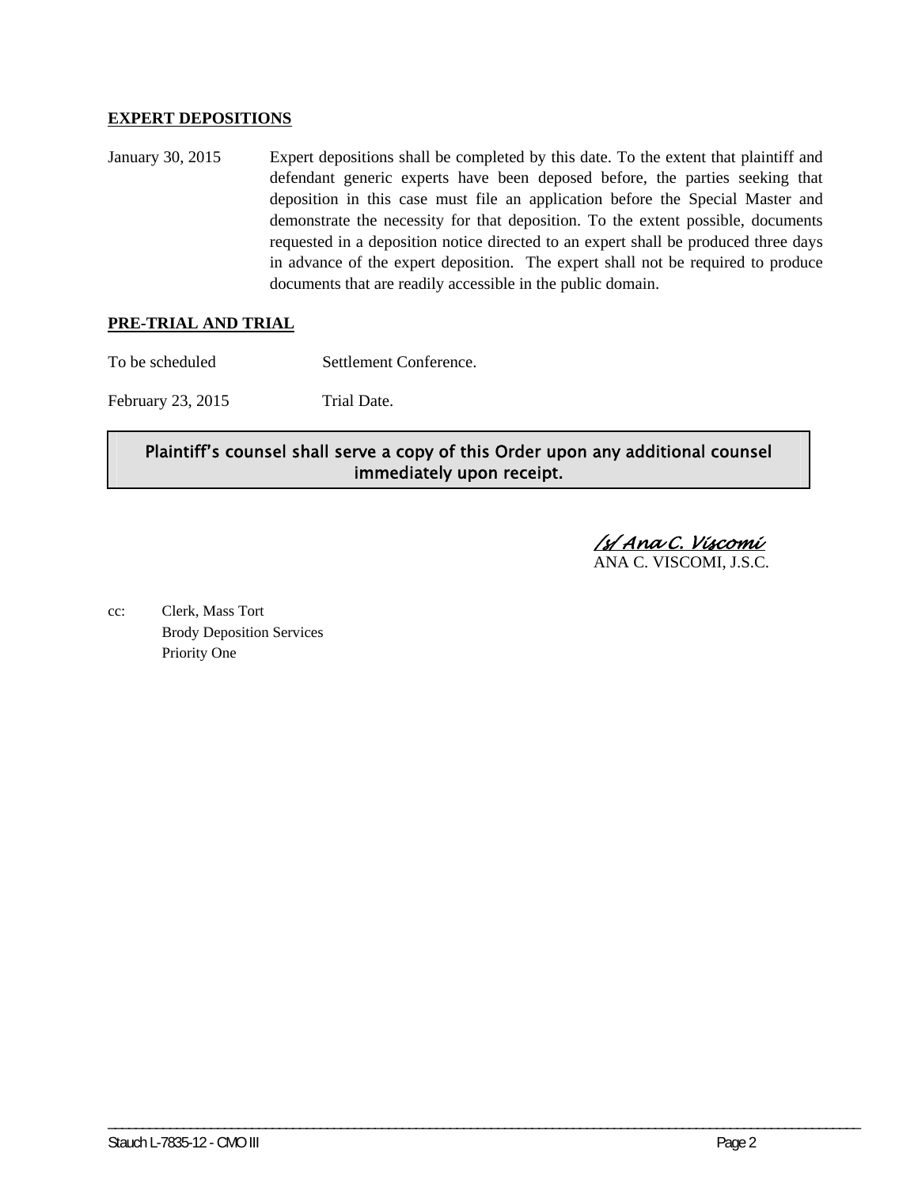**EXPERT DEPOSITIONS**

| | |
|---|---|
| January 30, 2015 | Expert depositions shall be completed by this date. To the extent that plaintiff and defendant generic experts have been deposed before, the parties seeking that deposition in this case must file an application before the Special Master and demonstrate the necessity for that deposition. To the extent possible, documents requested in a deposition notice directed to an expert shall be produced three days in advance of the expert deposition. The expert shall not be required to produce documents that are readily accessible in the public domain. |

**PRE-TRIAL AND TRIAL**

| | |
|---|---|
| To be scheduled | Settlement Conference. |
| February 23, 2015 | Trial Date. |

**Plaintiff's counsel shall serve a copy of this Order upon any additional counsel immediately upon receipt.**

*/s/ Ana C. Viscomi*
ANA C. VISCOMI, J.S.C.

cc: Clerk, Mass Tort
Brody Deposition Services
Priority One